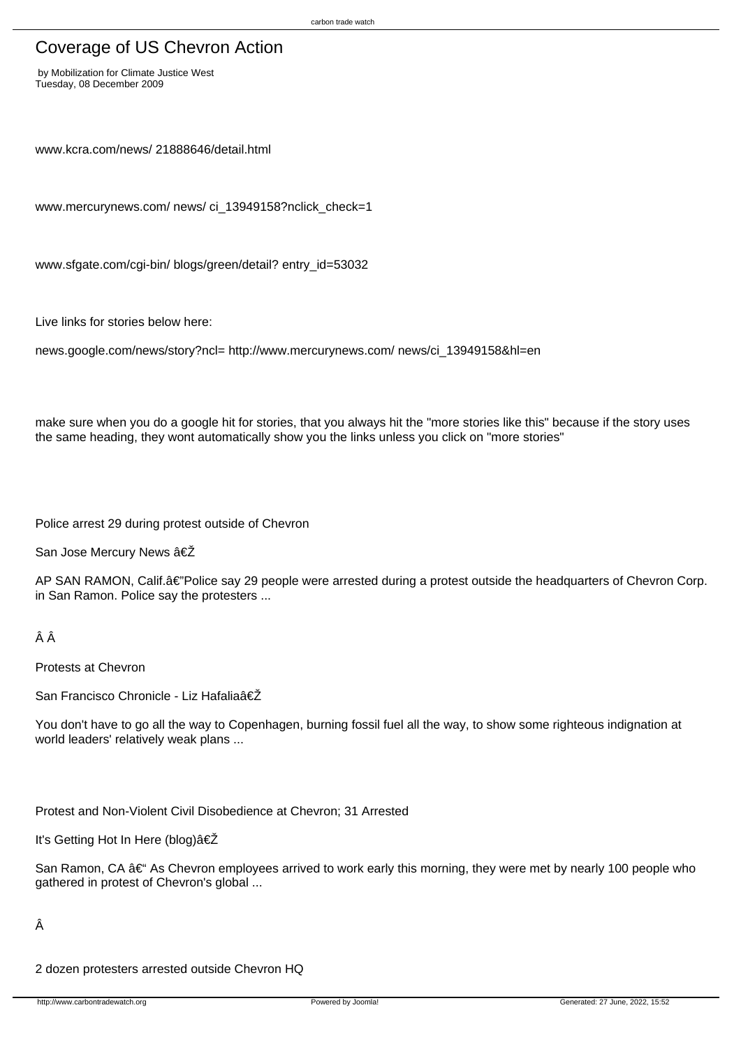# Coverage of US Chevron Action

by Mobilization for Climate Justice West
Tuesday, 08 December 2009

www.kcra.com/news/ 21888646/detail.html

www.mercurynews.com/ news/ ci_13949158?nclick_check=1

www.sfgate.com/cgi-bin/ blogs/green/detail? entry_id=53032

Live links for stories below here:

news.google.com/news/story?ncl= http://www.mercurynews.com/ news/ci_13949158&hl=en

make sure when you do a google hit for stories, that you always hit the "more stories like this" because if the story uses the same heading, they wont automatically show you the links unless you click on "more stories"

Police arrest 29 during protest outside of Chevron

San Jose Mercury News â€Ž

AP SAN RAMON, Calif.â€"Police say 29 people were arrested during a protest outside the headquarters of Chevron Corp. in San Ramon. Police say the protesters ...

Â Â

Protests at Chevron

San Francisco Chronicle - Liz Hafaliaâ€Ž

You don't have to go all the way to Copenhagen, burning fossil fuel all the way, to show some righteous indignation at world leaders' relatively weak plans ...

Protest and Non-Violent Civil Disobedience at Chevron; 31 Arrested

It's Getting Hot In Here (blog)â€Ž

San Ramon, CA â€" As Chevron employees arrived to work early this morning, they were met by nearly 100 people who gathered in protest of Chevron's global ...

Â

2 dozen protesters arrested outside Chevron HQ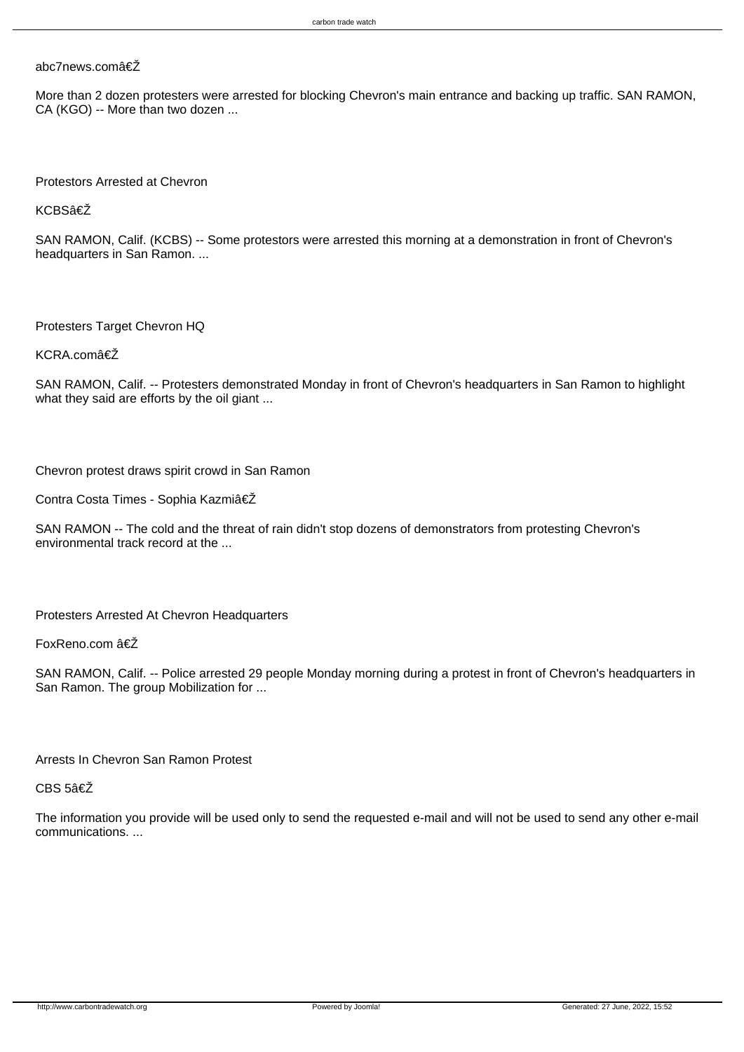abc7news.comâ€Ž

More than 2 dozen protesters were arrested for blocking Chevron's main entrance and backing up traffic. SAN RAMON, CA (KGO) -- More than two dozen ...

Protestors Arrested at Chevron

KCBSâ€Ž

SAN RAMON, Calif. (KCBS) -- Some protestors were arrested this morning at a demonstration in front of Chevron's headquarters in San Ramon. ...

Protesters Target Chevron HQ

KCRA.comâ€Ž

SAN RAMON, Calif. -- Protesters demonstrated Monday in front of Chevron's headquarters in San Ramon to highlight what they said are efforts by the oil giant ...

Chevron protest draws spirit crowd in San Ramon

Contra Costa Times - Sophia Kazmiâ€Ž

SAN RAMON -- The cold and the threat of rain didn't stop dozens of demonstrators from protesting Chevron's environmental track record at the ...

Protesters Arrested At Chevron Headquarters

FoxReno.com â€Ž

SAN RAMON, Calif. -- Police arrested 29 people Monday morning during a protest in front of Chevron's headquarters in San Ramon. The group Mobilization for ...

Arrests In Chevron San Ramon Protest

CBS 5â€Ž

The information you provide will be used only to send the requested e-mail and will not be used to send any other e-mail communications. ...